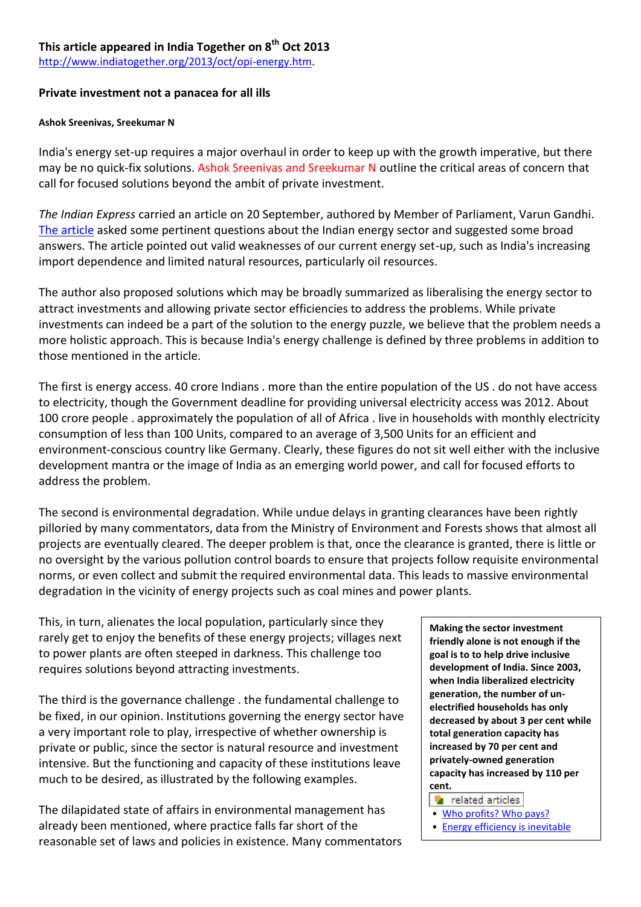**This article appeared in India Together on 8th Oct 2013**
http://www.indiatogether.org/2013/oct/opi-energy.htm.

# Private investment not a panacea for all ills

**Ashok Sreenivas, Sreekumar N**

India's energy set-up requires a major overhaul in order to keep up with the growth imperative, but there may be no quick-fix solutions. Ashok Sreenivas and Sreekumar N outline the critical areas of concern that call for focused solutions beyond the ambit of private investment.

*The Indian Express* carried an article on 20 September, authored by Member of Parliament, Varun Gandhi. The article asked some pertinent questions about the Indian energy sector and suggested some broad answers. The article pointed out valid weaknesses of our current energy set-up, such as India's increasing import dependence and limited natural resources, particularly oil resources.

The author also proposed solutions which may be broadly summarized as liberalising the energy sector to attract investments and allowing private sector efficiencies to address the problems. While private investments can indeed be a part of the solution to the energy puzzle, we believe that the problem needs a more holistic approach. This is because India's energy challenge is defined by three problems in addition to those mentioned in the article.

The first is energy access. 40 crore Indians . more than the entire population of the US . do not have access to electricity, though the Government deadline for providing universal electricity access was 2012. About 100 crore people . approximately the population of all of Africa . live in households with monthly electricity consumption of less than 100 Units, compared to an average of 3,500 Units for an efficient and environment-conscious country like Germany. Clearly, these figures do not sit well either with the inclusive development mantra or the image of India as an emerging world power, and call for focused efforts to address the problem.

The second is environmental degradation. While undue delays in granting clearances have been rightly pilloried by many commentators, data from the Ministry of Environment and Forests shows that almost all projects are eventually cleared. The deeper problem is that, once the clearance is granted, there is little or no oversight by the various pollution control boards to ensure that projects follow requisite environmental norms, or even collect and submit the required environmental data. This leads to massive environmental degradation in the vicinity of energy projects such as coal mines and power plants.

This, in turn, alienates the local population, particularly since they rarely get to enjoy the benefits of these energy projects; villages next to power plants are often steeped in darkness. This challenge too requires solutions beyond attracting investments.

The third is the governance challenge . the fundamental challenge to be fixed, in our opinion. Institutions governing the energy sector have a very important role to play, irrespective of whether ownership is private or public, since the sector is natural resource and investment intensive. But the functioning and capacity of these institutions leave much to be desired, as illustrated by the following examples.

The dilapidated state of affairs in environmental management has already been mentioned, where practice falls far short of the reasonable set of laws and policies in existence. Many commentators

> **Making the sector investment friendly alone is not enough if the goal is to to help drive inclusive development of India. Since 2003, when India liberalized electricity generation, the number of un-electrified households has only decreased by about 3 per cent while total generation capacity has increased by 70 per cent and privately-owned generation capacity has increased by 110 per cent.**
>
> related articles
> - Who profits? Who pays?
> - Energy efficiency is inevitable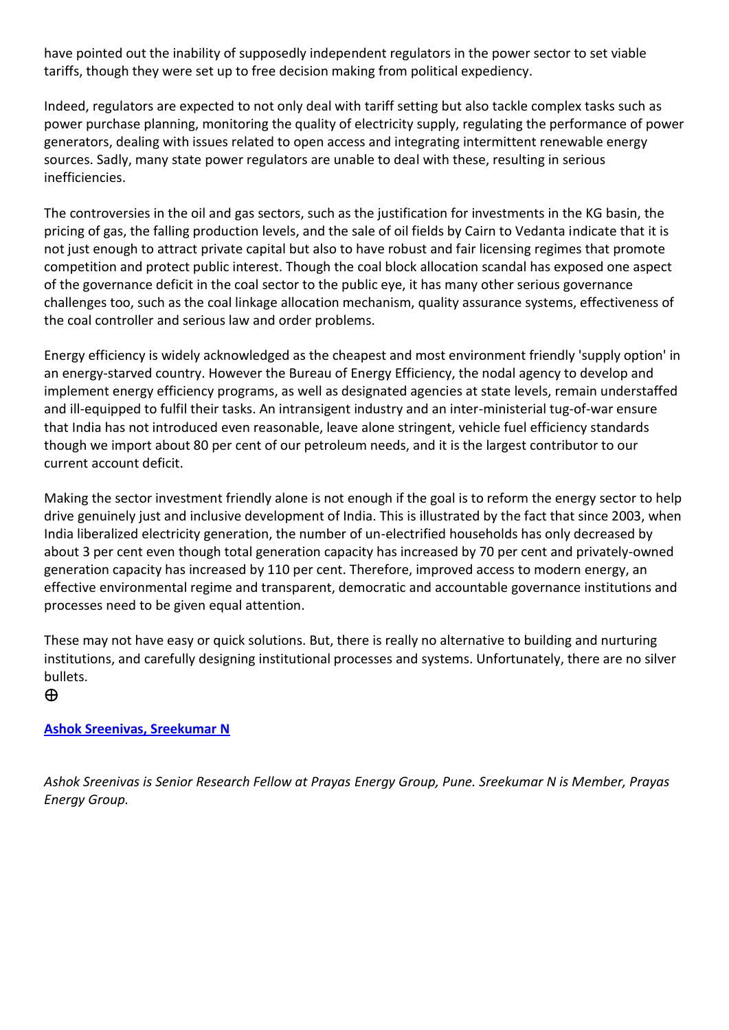have pointed out the inability of supposedly independent regulators in the power sector to set viable tariffs, though they were set up to free decision making from political expediency.

Indeed, regulators are expected to not only deal with tariff setting but also tackle complex tasks such as power purchase planning, monitoring the quality of electricity supply, regulating the performance of power generators, dealing with issues related to open access and integrating intermittent renewable energy sources. Sadly, many state power regulators are unable to deal with these, resulting in serious inefficiencies.

The controversies in the oil and gas sectors, such as the justification for investments in the KG basin, the pricing of gas, the falling production levels, and the sale of oil fields by Cairn to Vedanta indicate that it is not just enough to attract private capital but also to have robust and fair licensing regimes that promote competition and protect public interest. Though the coal block allocation scandal has exposed one aspect of the governance deficit in the coal sector to the public eye, it has many other serious governance challenges too, such as the coal linkage allocation mechanism, quality assurance systems, effectiveness of the coal controller and serious law and order problems.

Energy efficiency is widely acknowledged as the cheapest and most environment friendly 'supply option' in an energy-starved country. However the Bureau of Energy Efficiency, the nodal agency to develop and implement energy efficiency programs, as well as designated agencies at state levels, remain understaffed and ill-equipped to fulfil their tasks. An intransigent industry and an inter-ministerial tug-of-war ensure that India has not introduced even reasonable, leave alone stringent, vehicle fuel efficiency standards though we import about 80 per cent of our petroleum needs, and it is the largest contributor to our current account deficit.

Making the sector investment friendly alone is not enough if the goal is to reform the energy sector to help drive genuinely just and inclusive development of India. This is illustrated by the fact that since 2003, when India liberalized electricity generation, the number of un-electrified households has only decreased by about 3 per cent even though total generation capacity has increased by 70 per cent and privately-owned generation capacity has increased by 110 per cent. Therefore, improved access to modern energy, an effective environmental regime and transparent, democratic and accountable governance institutions and processes need to be given equal attention.

These may not have easy or quick solutions. But, there is really no alternative to building and nurturing institutions, and carefully designing institutional processes and systems. Unfortunately, there are no silver bullets.

⊕

**Ashok Sreenivas, Sreekumar N**

*Ashok Sreenivas is Senior Research Fellow at Prayas Energy Group, Pune. Sreekumar N is Member, Prayas Energy Group.*